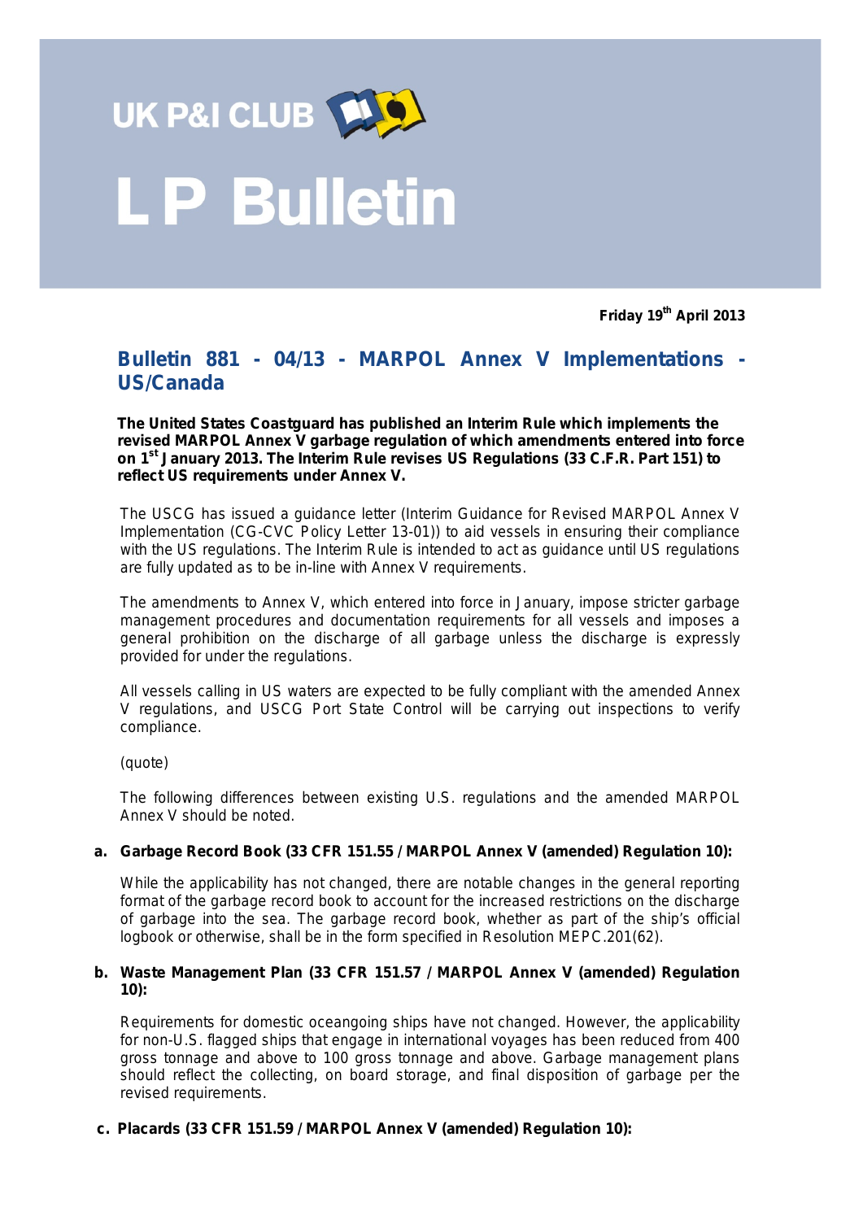UK P&I CLUB

# L P Bulletin

**Friday 19th April 2013**

## Bulletin 881 - 04/13 - MARPOL Annex V Implementations - US/Canada

**The United States Coastguard has published an Interim Rule which implements the revised MARPOL Annex V garbage regulation of which amendments entered into force on 1st January 2013. The Interim Rule revises US Regulations (33 C.F.R. Part 151) to reflect US requirements under Annex V.**

The USCG has issued a guidance letter (Interim Guidance for Revised MARPOL Annex V Implementation (CG-CVC Policy Letter 13-01)) to aid vessels in ensuring their compliance with the US regulations. The Interim Rule is intended to act as guidance until US regulations are fully updated as to be in-line with Annex V requirements.

The amendments to Annex V, which entered into force in January, impose stricter garbage management procedures and documentation requirements for all vessels and imposes a general prohibition on the discharge of all garbage unless the discharge is expressly provided for under the regulations.

All vessels calling in US waters are expected to be fully compliant with the amended Annex V regulations, and USCG Port State Control will be carrying out inspections to verify compliance.

(quote)

The following differences between existing U.S. regulations and the amended MARPOL Annex V should be noted.

**a. Garbage Record Book (33 CFR 151.55 / MARPOL Annex V (amended) Regulation 10):**

While the applicability has not changed, there are notable changes in the general reporting format of the garbage record book to account for the increased restrictions on the discharge of garbage into the sea. The garbage record book, whether as part of the ship's official logbook or otherwise, shall be in the form specified in Resolution MEPC.201(62).

**b. Waste Management Plan (33 CFR 151.57 / MARPOL Annex V (amended) Regulation 10):**

Requirements for domestic oceangoing ships have not changed. However, the applicability for non-U.S. flagged ships that engage in international voyages has been reduced from 400 gross tonnage and above to 100 gross tonnage and above. Garbage management plans should reflect the collecting, on board storage, and final disposition of garbage per the revised requirements.

**c. Placards (33 CFR 151.59 / MARPOL Annex V (amended) Regulation 10):**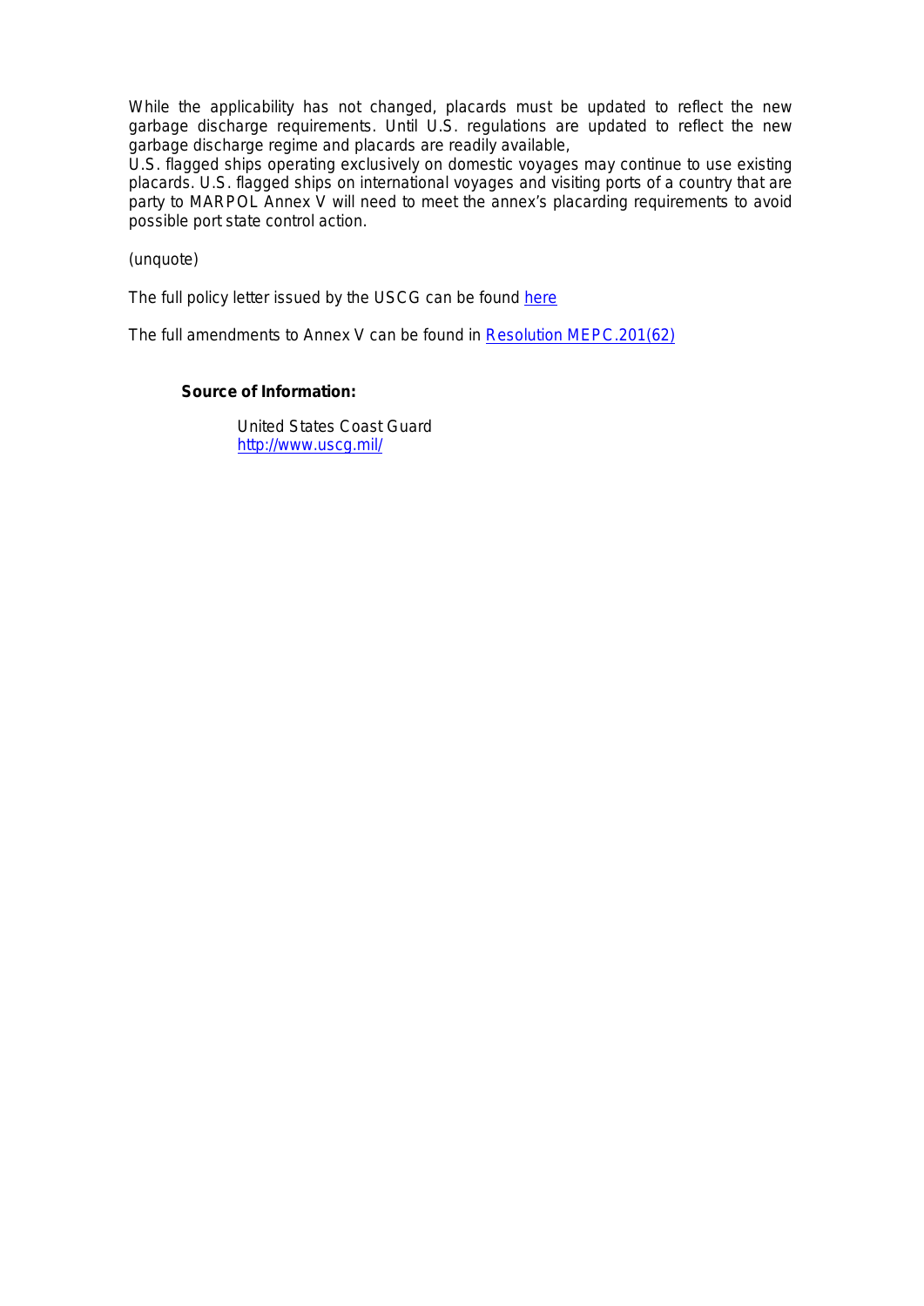While the applicability has not changed, placards must be updated to reflect the new garbage discharge requirements. Until U.S. regulations are updated to reflect the new garbage discharge regime and placards are readily available,
U.S. flagged ships operating exclusively on domestic voyages may continue to use existing placards. U.S. flagged ships on international voyages and visiting ports of a country that are party to MARPOL Annex V will need to meet the annex's placarding requirements to avoid possible port state control action.

(unquote)

The full policy letter issued by the USCG can be found here

The full amendments to Annex V can be found in Resolution MEPC.201(62)

**Source of Information:**

United States Coast Guard
http://www.uscg.mil/